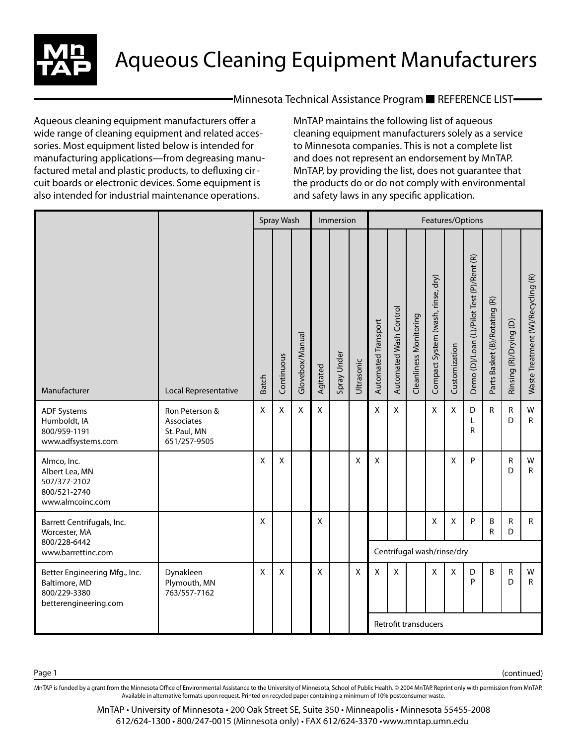# Aqueous Cleaning Equipment Manufacturers

Minnesota Technical Assistance Program ■ REFERENCE LIST

Aqueous cleaning equipment manufacturers offer a wide range of cleaning equipment and related accessories. Most equipment listed below is intended for manufacturing applications—from degreasing manufactured metal and plastic products, to defluxing circuit boards or electronic devices. Some equipment is also intended for industrial maintenance operations.

MnTAP maintains the following list of aqueous cleaning equipment manufacturers solely as a service to Minnesota companies. This is not a complete list and does not represent an endorsement by MnTAP. MnTAP, by providing the list, does not guarantee that the products do or do not comply with environmental and safety laws in any specific application.

| | | Spray Wash | | | Immersion | | | Features/Options | | | | | | | | |
|---|---|---|---|---|---|---|---|---|---|---|---|---|---|---|---|---|
| Manufacturer | Local Representative | Batch | Continuous | Glovebox/Manual | Agitated | Spray Under | Ultrasonic | Automated Transport | Automated Wash Control | Cleanliness Monitoring | Compact System (wash, rinse, dry) | Customization | Demo (D)/Loan (L)/Pilot Test (P)/Rent (R) | Parts Basket (B)/Rotating (R) | Rinsing (R)/Drying (D) | Waste Treatment (W)/Recycling (R) |
| ADF Systems<br>Humboldt, IA<br>800/959-1191<br>www.adfsystems.com | Ron Peterson & Associates<br>St. Paul, MN<br>651/257-9505 | X | X | X | X | | | X | X | | X | X | D L R | R | R D | W R |
| Almco, Inc.<br>Albert Lea, MN<br>507/377-2102<br>800/521-2740<br>www.almcoinc.com | | X | X | | | | X | X | | | | X | P | | R D | W R |
| Barrett Centrifugals, Inc.<br>Worcester, MA<br>800/228-6442<br>www.barrettinc.com | | X | | | X | | | | | | X | X | P | B R | R D | R |
| | | | | | | | | Centrifugal wash/rinse/dry | | | | | | | | |
| Better Engineering Mfg., Inc.<br>Baltimore, MD<br>800/229-3380<br>betterengineering.com | Dynakleen<br>Plymouth, MN<br>763/557-7162 | X | X | | X | | X | X | X | | X | X | D P | B | R D | W R |
| | | | | | | | | Retrofit transducers | | | | | | | | |

(continued)

MnTAP is funded by a grant from the Minnesota Office of Environmental Assistance to the University of Minnesota, School of Public Health. © 2004 MnTAP. Reprint only with permission from MnTAP. Available in alternative formats upon request. Printed on recycled paper containing a minimum of 10% postconsumer waste.

MnTAP • University of Minnesota • 200 Oak Street SE, Suite 350 • Minneapolis • Minnesota 55455-2008
612/624-1300 • 800/247-0015 (Minnesota only) • FAX 612/624-3370 • www.mntap.umn.edu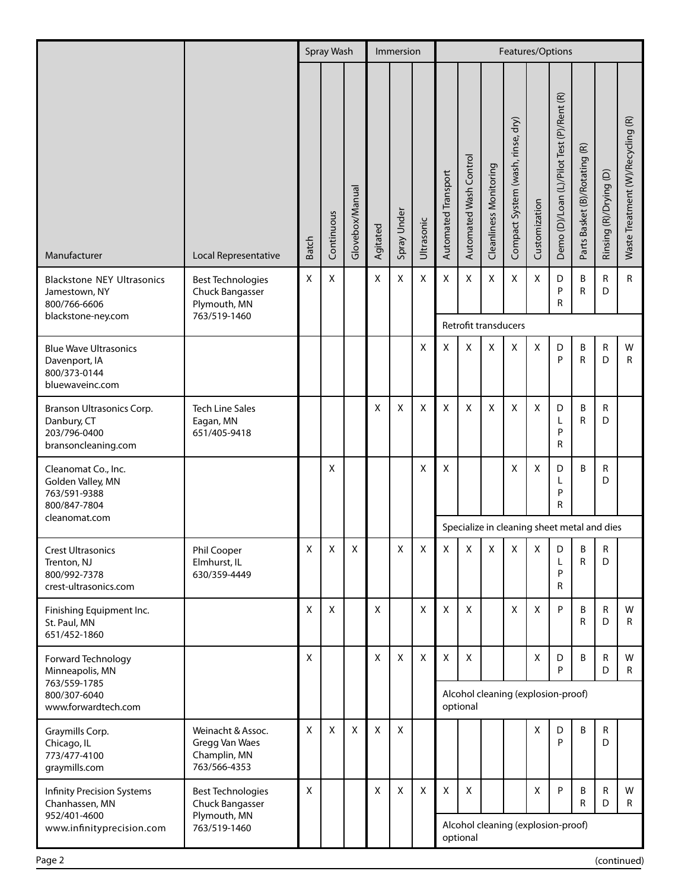| Manufacturer | Local Representative | Spray Wash | | | Immersion | | | Features/Options | | | | | | | | |
|---|---|---|---|---|---|---|---|---|---|---|---|---|---|---|---|---|
| | | Batch | Continuous | Glovebox/Manual | Agitated | Spray Under | Ultrasonic | Automated Transport | Automated Wash Control | Cleanliness Monitoring | Compact System (wash, rinse, dry) | Customization | Demo (D)/Loan (L)/Pilot Test (P)/Rent (R) | Parts Basket (B)/Rotating (R) | Rinsing (R)/Drying (D) | Waste Treatment (W)/Recycling (R) |
| Blackstone NEY Ultrasonics<br>Jamestown, NY<br>800/766-6606<br>blackstone-ney.com | Best Technologies<br>Chuck Bangasser<br>Plymouth, MN<br>763/519-1460 | X | X | | X | X | X | X | X | X | X | X | D P R | B R | R D | R |
| | | | | | | | | Retrofit transducers | | | | | | | | |
| Blue Wave Ultrasonics<br>Davenport, IA<br>800/373-0144<br>bluewaveinc.com | | | | | | | X | X | X | X | X | X | D P | B R | R D | W R |
| Branson Ultrasonics Corp.<br>Danbury, CT<br>203/796-0400<br>bransoncleaning.com | Tech Line Sales<br>Eagan, MN<br>651/405-9418 | | | | X | X | X | X | X | X | X | X | D L P R | B R | R D | |
| Cleanomat Co., Inc.<br>Golden Valley, MN<br>763/591-9388<br>800/847-7804<br>cleanomat.com | | | X | | | | X | X | | | X | X | D L P R | B | R D | |
| | | | | | | | | Specialize in cleaning sheet metal and dies | | | | | | | | |
| Crest Ultrasonics<br>Trenton, NJ<br>800/992-7378<br>crest-ultrasonics.com | Phil Cooper<br>Elmhurst, IL<br>630/359-4449 | X | X | X | | X | X | X | X | X | X | X | D L P R | B R | R D | |
| Finishing Equipment Inc.<br>St. Paul, MN<br>651/452-1860 | | X | X | | X | | X | X | X | | X | X | P | B R | R D | W R |
| Forward Technology<br>Minneapolis, MN<br>763/559-1785<br>800/307-6040<br>www.forwardtech.com | | X | | | X | X | X | X | X | | | X | D P | B | R D | W R |
| | | | | | | | | Alcohol cleaning (explosion-proof) optional | | | | | | | | |
| Graymills Corp.<br>Chicago, IL<br>773/477-4100<br>graymills.com | Weinacht & Assoc.<br>Gregg Van Waes<br>Champlin, MN<br>763/566-4353 | X | X | X | X | X | | | | | | X | D P | B | R D | |
| Infinity Precision Systems<br>Chanhassen, MN<br>952/401-4600<br>www.infinityprecision.com | Best Technologies<br>Chuck Bangasser<br>Plymouth, MN<br>763/519-1460 | X | | | X | X | X | X | X | | | X | P | B R | R D | W R |
| | | | | | | | | Alcohol cleaning (explosion-proof) optional | | | | | | | | |

(continued)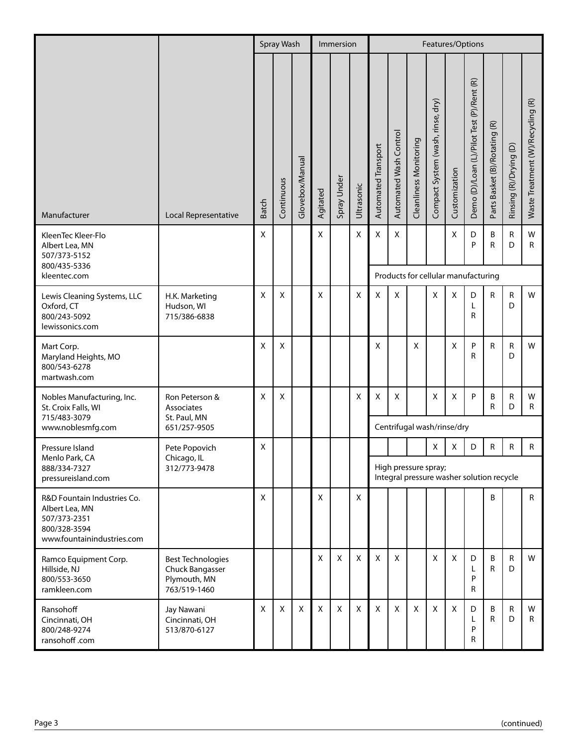| Manufacturer | Local Representative | Spray Wash | | | Immersion | | | Features/Options | | | | | | | | | |
|---|---|---|---|---|---|---|---|---|---|---|---|---|---|---|---|---|---|
| | | Batch | Continuous | Glovebox/Manual | Agitated | Spray Under | Ultrasonic | Automated Transport | Automated Wash Control | Cleanliness Monitoring | Compact System (wash, rinse, dry) | Customization | Demo (D)/Loan (L)/Pilot Test (P)/Rent (R) | Parts Basket (B)/Rotating (R) | Rinsing (R)/Drying (D) | Waste Treatment (W)/Recycling (R) |
| KleenTec Kleer-Flo<br>Albert Lea, MN<br>507/373-5152<br>800/435-5336<br>kleentec.com | | X | | | X | | X | X | X | | | X | D P | B R | R D | W R |
| | | | | | | | | Products for cellular manufacturing | | | | | | | | |
| Lewis Cleaning Systems, LLC<br>Oxford, CT<br>800/243-5092<br>lewissonics.com | H.K. Marketing<br>Hudson, WI<br>715/386-6838 | X | X | | X | | X | X | X | | X | X | D L R | R | R D | W |
| Mart Corp.<br>Maryland Heights, MO<br>800/543-6278<br>martwash.com | | X | X | | | | | X | | X | | X | P R | R | R D | W |
| Nobles Manufacturing, Inc.<br>St. Croix Falls, WI<br>715/483-3079<br>www.noblesmfg.com | Ron Peterson & Associates<br>St. Paul, MN<br>651/257-9505 | X | X | | | | X | X | X | | X | X | P | B R | R D | W R |
| | | | | | | | | Centrifugal wash/rinse/dry | | | | | | | | |
| Pressure Island<br>Menlo Park, CA<br>888/334-7327<br>pressureisland.com | Pete Popovich<br>Chicago, IL<br>312/773-9478 | X | | | | | | | | | X | X | D | R | R | R |
| | | | | | | | | High pressure spray; Integral pressure washer solution recycle | | | | | | | | |
| R&D Fountain Industries Co.<br>Albert Lea, MN<br>507/373-2351<br>800/328-3594<br>www.fountainindustries.com | | X | | | X | | X | | | | | | | B | | R |
| Ramco Equipment Corp.<br>Hillside, NJ<br>800/553-3650<br>ramkleen.com | Best Technologies<br>Chuck Bangasser<br>Plymouth, MN<br>763/519-1460 | | | | X | X | X | X | X | | X | X | D L P R | B R | R D | W |
| Ransohoff<br>Cincinnati, OH<br>800/248-9274<br>ransohoff .com | Jay Nawani<br>Cincinnati, OH<br>513/870-6127 | X | X | X | X | X | X | X | X | X | X | X | D L P R | B R | R D | W R |

(continued)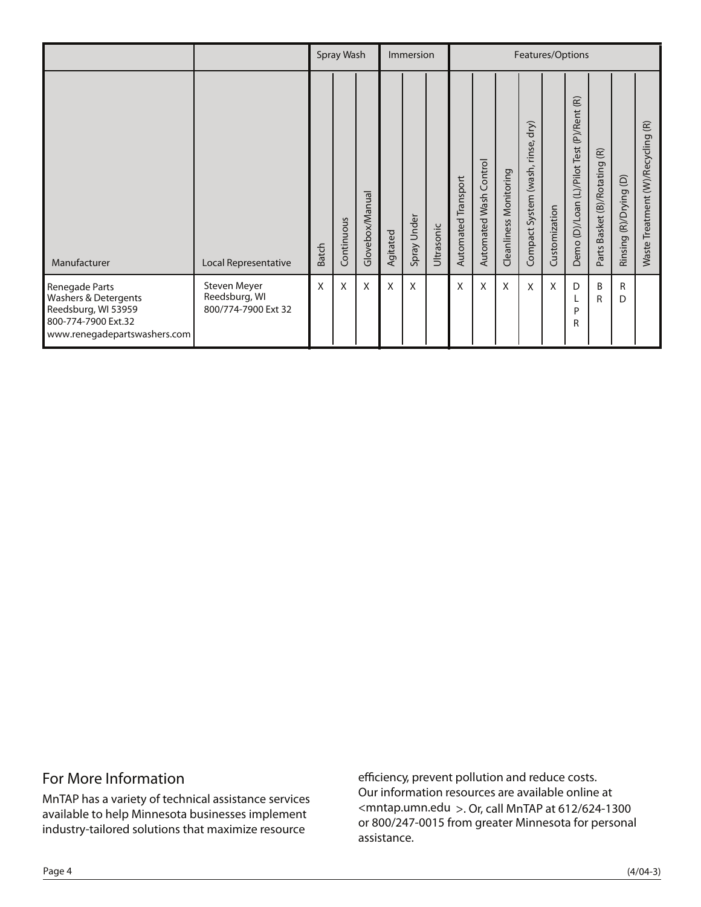| | | Spray Wash | | | Immersion | | | Features/Options | | | | | | | | | |
|---|---|---|---|---|---|---|---|---|---|---|---|---|---|---|---|---|---|
| Manufacturer | Local Representative | Batch | Continuous | Glovebox/Manual | Agitated | Spray Under | Ultrasonic | Automated Transport | Automated Wash Control | Cleanliness Monitoring | Compact System (wash, rinse, dry) | Customization | Demo (D)/Loan (L)/Pilot Test (P)/Rent (R) | Parts Basket (B)/Rotating (R) | Rinsing (R)/Drying (D) | Waste Treatment (W)/Recycling (R) |
| Renegade Parts Washers & Detergents Reedsburg, WI 53959 800-774-7900 Ext.32 www.renegadepartswashers.com | Steven Meyer Reedsburg, WI 800/774-7900 Ext 32 | X | X | X | X | X | | X | X | X | X | X | D L P R | B R | R D | |

## For More Information

MnTAP has a variety of technical assistance services available to help Minnesota businesses implement industry-tailored solutions that maximize resource efficiency, prevent pollution and reduce costs. Our information resources are available online at <mntap.umn.edu >. Or, call MnTAP at 612/624-1300 or 800/247-0015 from greater Minnesota for personal assistance.

(4/04-3)